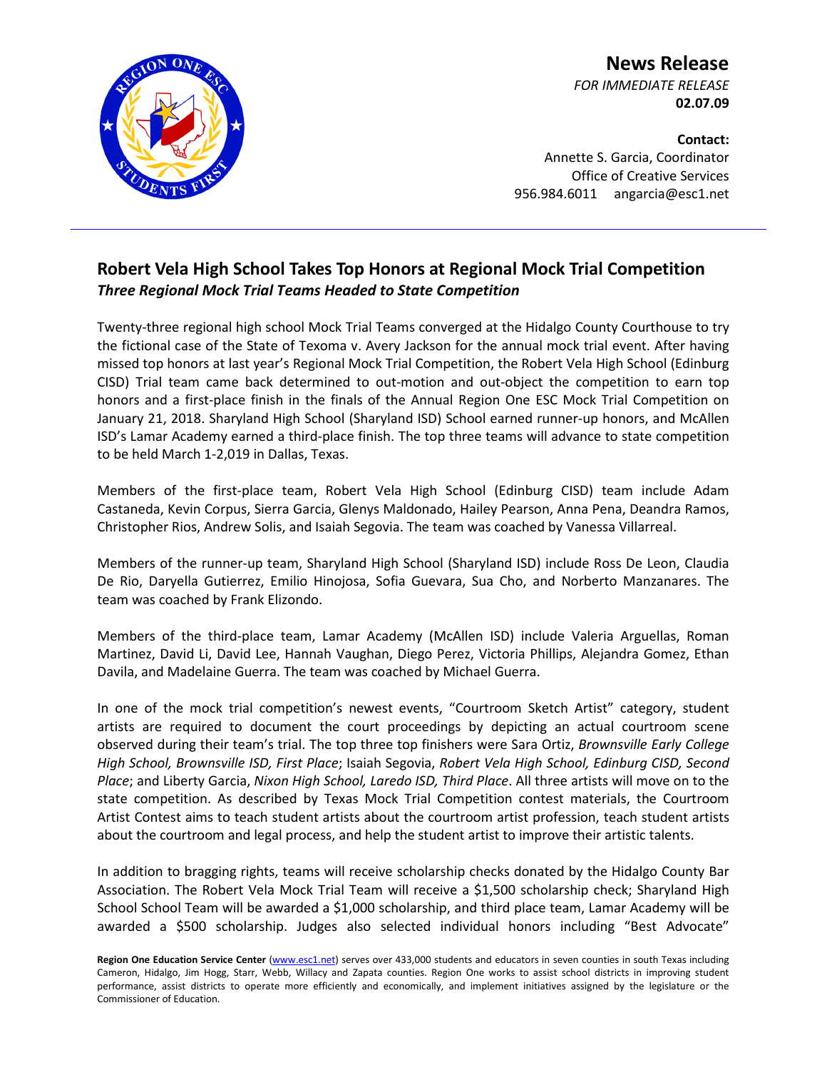**News Release**

*FOR IMMEDIATE RELEASE*

**02.07.09**

**Contact:**

Annette S. Garcia, Coordinator

Office of Creative Services

956.984.6011 angarcia@esc1.net

---

## Robert Vela High School Takes Top Honors at Regional Mock Trial Competition

***Three Regional Mock Trial Teams Headed to State Competition***

Twenty-three regional high school Mock Trial Teams converged at the Hidalgo County Courthouse to try the fictional case of the State of Texoma v. Avery Jackson for the annual mock trial event. After having missed top honors at last year's Regional Mock Trial Competition, the Robert Vela High School (Edinburg CISD) Trial team came back determined to out-motion and out-object the competition to earn top honors and a first-place finish in the finals of the Annual Region One ESC Mock Trial Competition on January 21, 2018. Sharyland High School (Sharyland ISD) School earned runner-up honors, and McAllen ISD's Lamar Academy earned a third-place finish. The top three teams will advance to state competition to be held March 1-2,019 in Dallas, Texas.

Members of the first-place team, Robert Vela High School (Edinburg CISD) team include Adam Castaneda, Kevin Corpus, Sierra Garcia, Glenys Maldonado, Hailey Pearson, Anna Pena, Deandra Ramos, Christopher Rios, Andrew Solis, and Isaiah Segovia. The team was coached by Vanessa Villarreal.

Members of the runner-up team, Sharyland High School (Sharyland ISD) include Ross De Leon, Claudia De Rio, Daryella Gutierrez, Emilio Hinojosa, Sofia Guevara, Sua Cho, and Norberto Manzanares. The team was coached by Frank Elizondo.

Members of the third-place team, Lamar Academy (McAllen ISD) include Valeria Arguellas, Roman Martinez, David Li, David Lee, Hannah Vaughan, Diego Perez, Victoria Phillips, Alejandra Gomez, Ethan Davila, and Madelaine Guerra. The team was coached by Michael Guerra.

In one of the mock trial competition's newest events, "Courtroom Sketch Artist" category, student artists are required to document the court proceedings by depicting an actual courtroom scene observed during their team's trial. The top three top finishers were Sara Ortiz, *Brownsville Early College High School, Brownsville ISD, First Place*; Isaiah Segovia, *Robert Vela High School, Edinburg CISD, Second Place*; and Liberty Garcia, *Nixon High School, Laredo ISD, Third Place*. All three artists will move on to the state competition. As described by Texas Mock Trial Competition contest materials, the Courtroom Artist Contest aims to teach student artists about the courtroom artist profession, teach student artists about the courtroom and legal process, and help the student artist to improve their artistic talents.

In addition to bragging rights, teams will receive scholarship checks donated by the Hidalgo County Bar Association. The Robert Vela Mock Trial Team will receive a $1,500 scholarship check; Sharyland High School School Team will be awarded a $1,000 scholarship, and third place team, Lamar Academy will be awarded a $500 scholarship. Judges also selected individual honors including "Best Advocate"

**Region One Education Service Center** (www.esc1.net) serves over 433,000 students and educators in seven counties in south Texas including Cameron, Hidalgo, Jim Hogg, Starr, Webb, Willacy and Zapata counties. Region One works to assist school districts in improving student performance, assist districts to operate more efficiently and economically, and implement initiatives assigned by the legislature or the Commissioner of Education.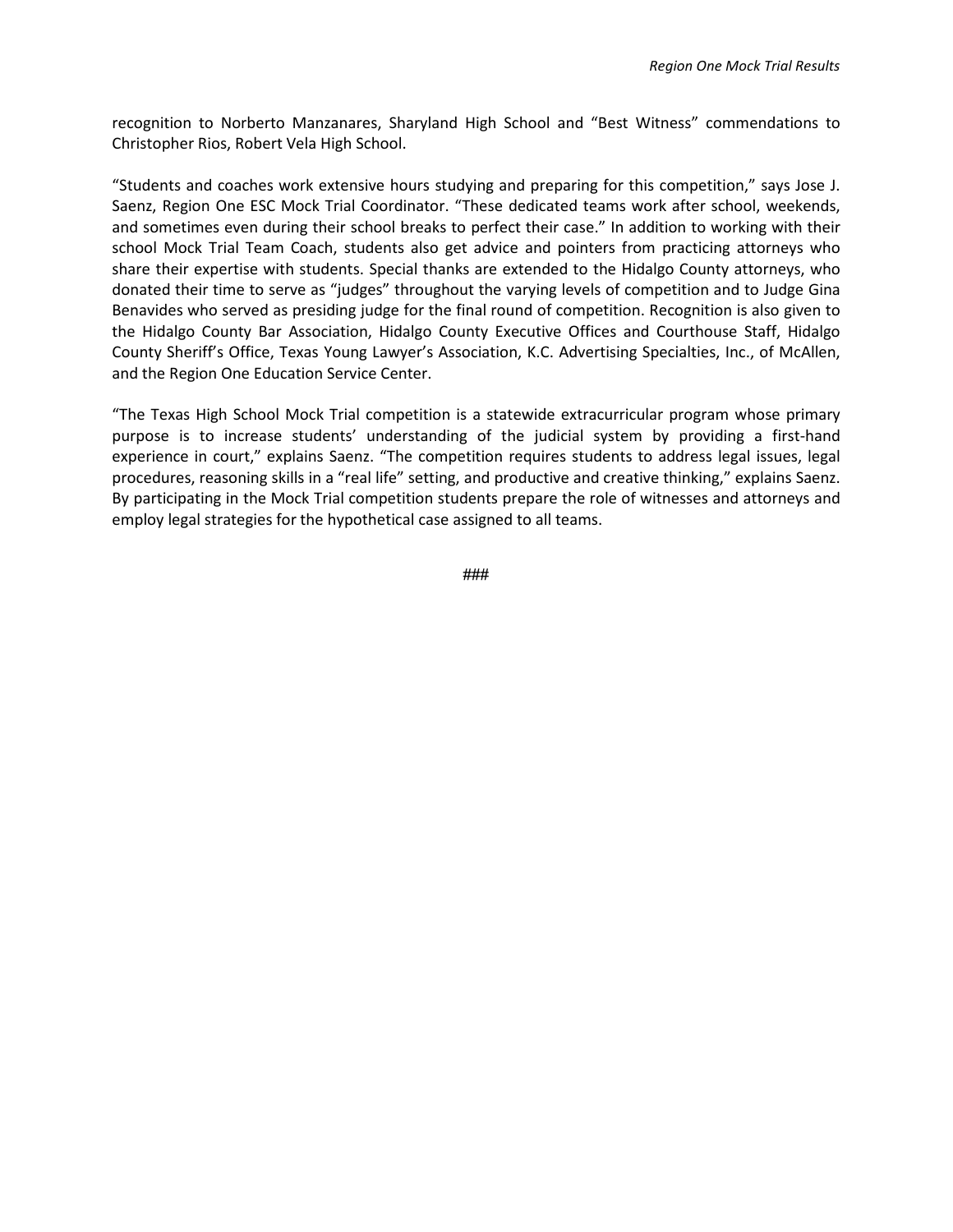recognition to Norberto Manzanares, Sharyland High School and "Best Witness" commendations to Christopher Rios, Robert Vela High School.

"Students and coaches work extensive hours studying and preparing for this competition," says Jose J. Saenz, Region One ESC Mock Trial Coordinator. "These dedicated teams work after school, weekends, and sometimes even during their school breaks to perfect their case." In addition to working with their school Mock Trial Team Coach, students also get advice and pointers from practicing attorneys who share their expertise with students. Special thanks are extended to the Hidalgo County attorneys, who donated their time to serve as "judges" throughout the varying levels of competition and to Judge Gina Benavides who served as presiding judge for the final round of competition. Recognition is also given to the Hidalgo County Bar Association, Hidalgo County Executive Offices and Courthouse Staff, Hidalgo County Sheriff's Office, Texas Young Lawyer's Association, K.C. Advertising Specialties, Inc., of McAllen, and the Region One Education Service Center.

"The Texas High School Mock Trial competition is a statewide extracurricular program whose primary purpose is to increase students' understanding of the judicial system by providing a first-hand experience in court," explains Saenz. "The competition requires students to address legal issues, legal procedures, reasoning skills in a "real life" setting, and productive and creative thinking," explains Saenz. By participating in the Mock Trial competition students prepare the role of witnesses and attorneys and employ legal strategies for the hypothetical case assigned to all teams.

###